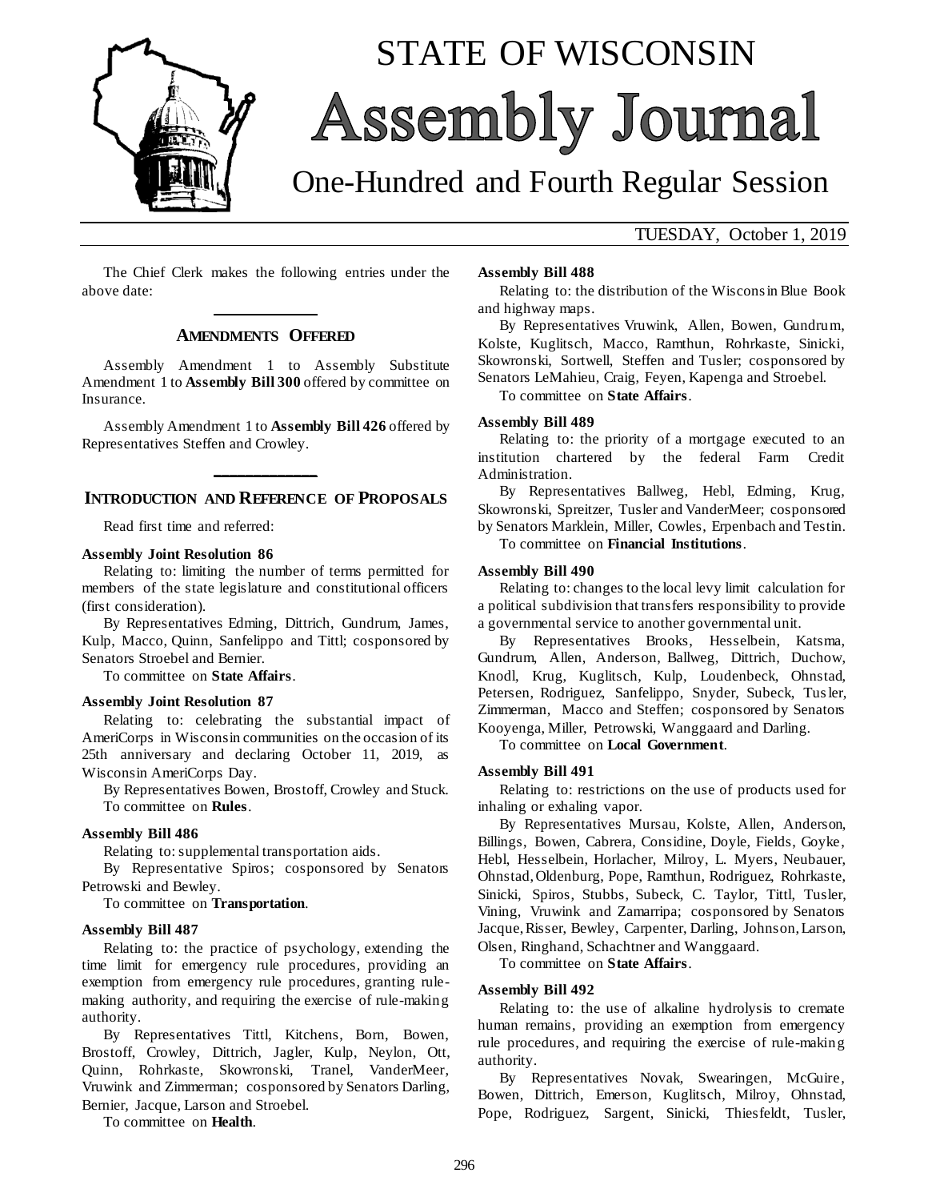# STATE OF WISCONSIN

# Assembly Journal

## One-Hundred and Fourth Regular Session

TUESDAY, October 1, 2019

The Chief Clerk makes the following entries under the above date:

## AMENDMENTS OFFERED

Assembly Amendment 1 to Assembly Substitute Amendment 1 to **Assembly Bill 300** offered by committee on Insurance.

Assembly Amendment 1 to **Assembly Bill 426** offered by Representatives Steffen and Crowley.

## INTRODUCTION AND REFERENCE OF PROPOSALS

Read first time and referred:

**Assembly Joint Resolution 86**

Relating to: limiting the number of terms permitted for members of the state legislature and constitutional officers (first consideration).

By Representatives Edming, Dittrich, Gundrum, James, Kulp, Macco, Quinn, Sanfelippo and Tittl; cosponsored by Senators Stroebel and Bernier.

To committee on **State Affairs**.

**Assembly Joint Resolution 87**

Relating to: celebrating the substantial impact of AmeriCorps in Wisconsin communities on the occasion of its 25th anniversary and declaring October 11, 2019, as Wisconsin AmeriCorps Day.

By Representatives Bowen, Brostoff, Crowley and Stuck.

To committee on **Rules**.

**Assembly Bill 486**

Relating to: supplemental transportation aids.

By Representative Spiros; cosponsored by Senators Petrowski and Bewley.

To committee on **Transportation**.

**Assembly Bill 487**

Relating to: the practice of psychology, extending the time limit for emergency rule procedures, providing an exemption from emergency rule procedures, granting rule-making authority, and requiring the exercise of rule-making authority.

By Representatives Tittl, Kitchens, Born, Bowen, Brostoff, Crowley, Dittrich, Jagler, Kulp, Neylon, Ott, Quinn, Rohrkaste, Skowronski, Tranel, VanderMeer, Vruwink and Zimmerman; cosponsored by Senators Darling, Bernier, Jacque, Larson and Stroebel.

To committee on **Health**.

**Assembly Bill 488**

Relating to: the distribution of the Wisconsin Blue Book and highway maps.

By Representatives Vruwink, Allen, Bowen, Gundrum, Kolste, Kuglitsch, Macco, Ramthun, Rohrkaste, Sinicki, Skowronski, Sortwell, Steffen and Tusler; cosponsored by Senators LeMahieu, Craig, Feyen, Kapenga and Stroebel.

To committee on **State Affairs**.

**Assembly Bill 489**

Relating to: the priority of a mortgage executed to an institution chartered by the federal Farm Credit Administration.

By Representatives Ballweg, Hebl, Edming, Krug, Skowronski, Spreitzer, Tusler and VanderMeer; cosponsored by Senators Marklein, Miller, Cowles, Erpenbach and Testin.

To committee on **Financial Institutions**.

**Assembly Bill 490**

Relating to: changes to the local levy limit calculation for a political subdivision that transfers responsibility to provide a governmental service to another governmental unit.

By Representatives Brooks, Hesselbein, Katsma, Gundrum, Allen, Anderson, Ballweg, Dittrich, Duchow, Knodl, Krug, Kuglitsch, Kulp, Loudenbeck, Ohnstad, Petersen, Rodriguez, Sanfelippo, Snyder, Subeck, Tusler, Zimmerman, Macco and Steffen; cosponsored by Senators Kooyenga, Miller, Petrowski, Wanggaard and Darling.

To committee on **Local Government**.

**Assembly Bill 491**

Relating to: restrictions on the use of products used for inhaling or exhaling vapor.

By Representatives Mursau, Kolste, Allen, Anderson, Billings, Bowen, Cabrera, Considine, Doyle, Fields, Goyke, Hebl, Hesselbein, Horlacher, Milroy, L. Myers, Neubauer, Ohnstad, Oldenburg, Pope, Ramthun, Rodriguez, Rohrkaste, Sinicki, Spiros, Stubbs, Subeck, C. Taylor, Tittl, Tusler, Vining, Vruwink and Zamarripa; cosponsored by Senators Jacque, Risser, Bewley, Carpenter, Darling, Johnson, Larson, Olsen, Ringhand, Schachtner and Wanggaard.

To committee on **State Affairs**.

**Assembly Bill 492**

Relating to: the use of alkaline hydrolysis to cremate human remains, providing an exemption from emergency rule procedures, and requiring the exercise of rule-making authority.

By Representatives Novak, Swearingen, McGuire, Bowen, Dittrich, Emerson, Kuglitsch, Milroy, Ohnstad, Pope, Rodriguez, Sargent, Sinicki, Thiesfeldt, Tusler,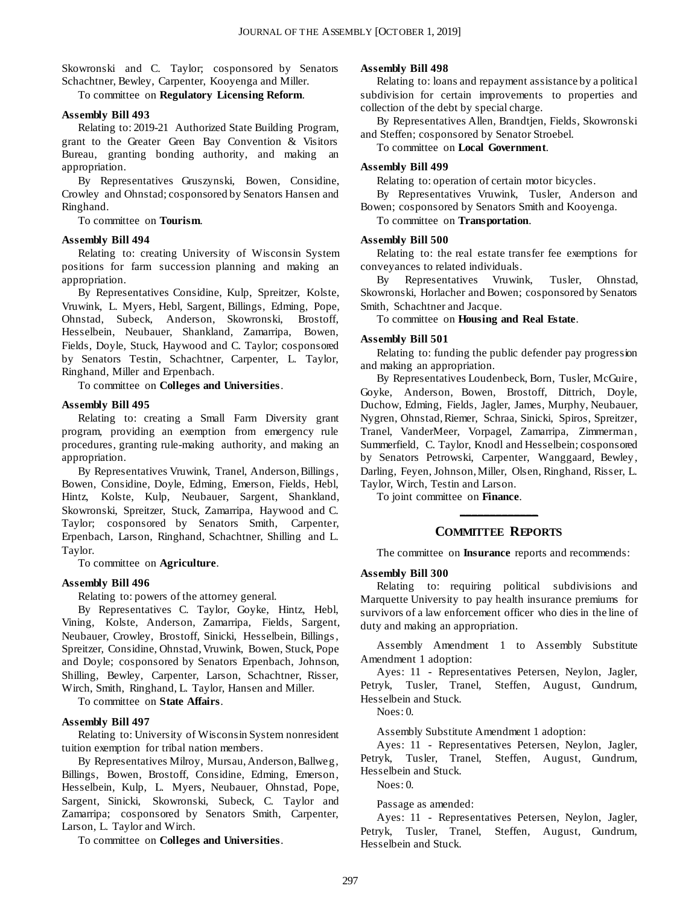Skowronski and C. Taylor; cosponsored by Senators Schachtner, Bewley, Carpenter, Kooyenga and Miller.

To committee on **Regulatory Licensing Reform**.

**Assembly Bill 493**

Relating to: 2019-21 Authorized State Building Program, grant to the Greater Green Bay Convention & Visitors Bureau, granting bonding authority, and making an appropriation.

By Representatives Gruszynski, Bowen, Considine, Crowley and Ohnstad; cosponsored by Senators Hansen and Ringhand.

To committee on **Tourism**.

**Assembly Bill 494**

Relating to: creating University of Wisconsin System positions for farm succession planning and making an appropriation.

By Representatives Considine, Kulp, Spreitzer, Kolste, Vruwink, L. Myers, Hebl, Sargent, Billings, Edming, Pope, Ohnstad, Subeck, Anderson, Skowronski, Brostoff, Hesselbein, Neubauer, Shankland, Zamarripa, Bowen, Fields, Doyle, Stuck, Haywood and C. Taylor; cosponsored by Senators Testin, Schachtner, Carpenter, L. Taylor, Ringhand, Miller and Erpenbach.

To committee on **Colleges and Universities**.

**Assembly Bill 495**

Relating to: creating a Small Farm Diversity grant program, providing an exemption from emergency rule procedures, granting rule-making authority, and making an appropriation.

By Representatives Vruwink, Tranel, Anderson, Billings, Bowen, Considine, Doyle, Edming, Emerson, Fields, Hebl, Hintz, Kolste, Kulp, Neubauer, Sargent, Shankland, Skowronski, Spreitzer, Stuck, Zamarripa, Haywood and C. Taylor; cosponsored by Senators Smith, Carpenter, Erpenbach, Larson, Ringhand, Schachtner, Shilling and L. Taylor.

To committee on **Agriculture**.

**Assembly Bill 496**

Relating to: powers of the attorney general.

By Representatives C. Taylor, Goyke, Hintz, Hebl, Vining, Kolste, Anderson, Zamarripa, Fields, Sargent, Neubauer, Crowley, Brostoff, Sinicki, Hesselbein, Billings, Spreitzer, Considine, Ohnstad, Vruwink, Bowen, Stuck, Pope and Doyle; cosponsored by Senators Erpenbach, Johnson, Shilling, Bewley, Carpenter, Larson, Schachtner, Risser, Wirch, Smith, Ringhand, L. Taylor, Hansen and Miller.

To committee on **State Affairs**.

**Assembly Bill 497**

Relating to: University of Wisconsin System nonresident tuition exemption for tribal nation members.

By Representatives Milroy, Mursau, Anderson, Ballweg, Billings, Bowen, Brostoff, Considine, Edming, Emerson, Hesselbein, Kulp, L. Myers, Neubauer, Ohnstad, Pope, Sargent, Sinicki, Skowronski, Subeck, C. Taylor and Zamarripa; cosponsored by Senators Smith, Carpenter, Larson, L. Taylor and Wirch.

To committee on **Colleges and Universities**.

**Assembly Bill 498**

Relating to: loans and repayment assistance by a political subdivision for certain improvements to properties and collection of the debt by special charge.

By Representatives Allen, Brandtjen, Fields, Skowronski and Steffen; cosponsored by Senator Stroebel.

To committee on **Local Government**.

**Assembly Bill 499**

Relating to: operation of certain motor bicycles.

By Representatives Vruwink, Tusler, Anderson and Bowen; cosponsored by Senators Smith and Kooyenga.

To committee on **Transportation**.

**Assembly Bill 500**

Relating to: the real estate transfer fee exemptions for conveyances to related individuals.

By Representatives Vruwink, Tusler, Ohnstad, Skowronski, Horlacher and Bowen; cosponsored by Senators Smith, Schachtner and Jacque.

To committee on **Housing and Real Estate**.

**Assembly Bill 501**

Relating to: funding the public defender pay progression and making an appropriation.

By Representatives Loudenbeck, Born, Tusler, McGuire, Goyke, Anderson, Bowen, Brostoff, Dittrich, Doyle, Duchow, Edming, Fields, Jagler, James, Murphy, Neubauer, Nygren, Ohnstad, Riemer, Schraa, Sinicki, Spiros, Spreitzer, Tranel, VanderMeer, Vorpagel, Zamarripa, Zimmerman, Summerfield, C. Taylor, Knodl and Hesselbein; cosponsored by Senators Petrowski, Carpenter, Wanggaard, Bewley, Darling, Feyen, Johnson, Miller, Olsen, Ringhand, Risser, L. Taylor, Wirch, Testin and Larson.

To joint committee on **Finance**.

## COMMITTEE REPORTS

The committee on **Insurance** reports and recommends:

**Assembly Bill 300**

Relating to: requiring political subdivisions and Marquette University to pay health insurance premiums for survivors of a law enforcement officer who dies in the line of duty and making an appropriation.

Assembly Amendment 1 to Assembly Substitute Amendment 1 adoption:

Ayes: 11 - Representatives Petersen, Neylon, Jagler, Petryk, Tusler, Tranel, Steffen, August, Gundrum, Hesselbein and Stuck.

Noes: 0.

Assembly Substitute Amendment 1 adoption:

Ayes: 11 - Representatives Petersen, Neylon, Jagler, Petryk, Tusler, Tranel, Steffen, August, Gundrum, Hesselbein and Stuck.

Noes: 0.

Passage as amended:

Ayes: 11 - Representatives Petersen, Neylon, Jagler, Petryk, Tusler, Tranel, Steffen, August, Gundrum, Hesselbein and Stuck.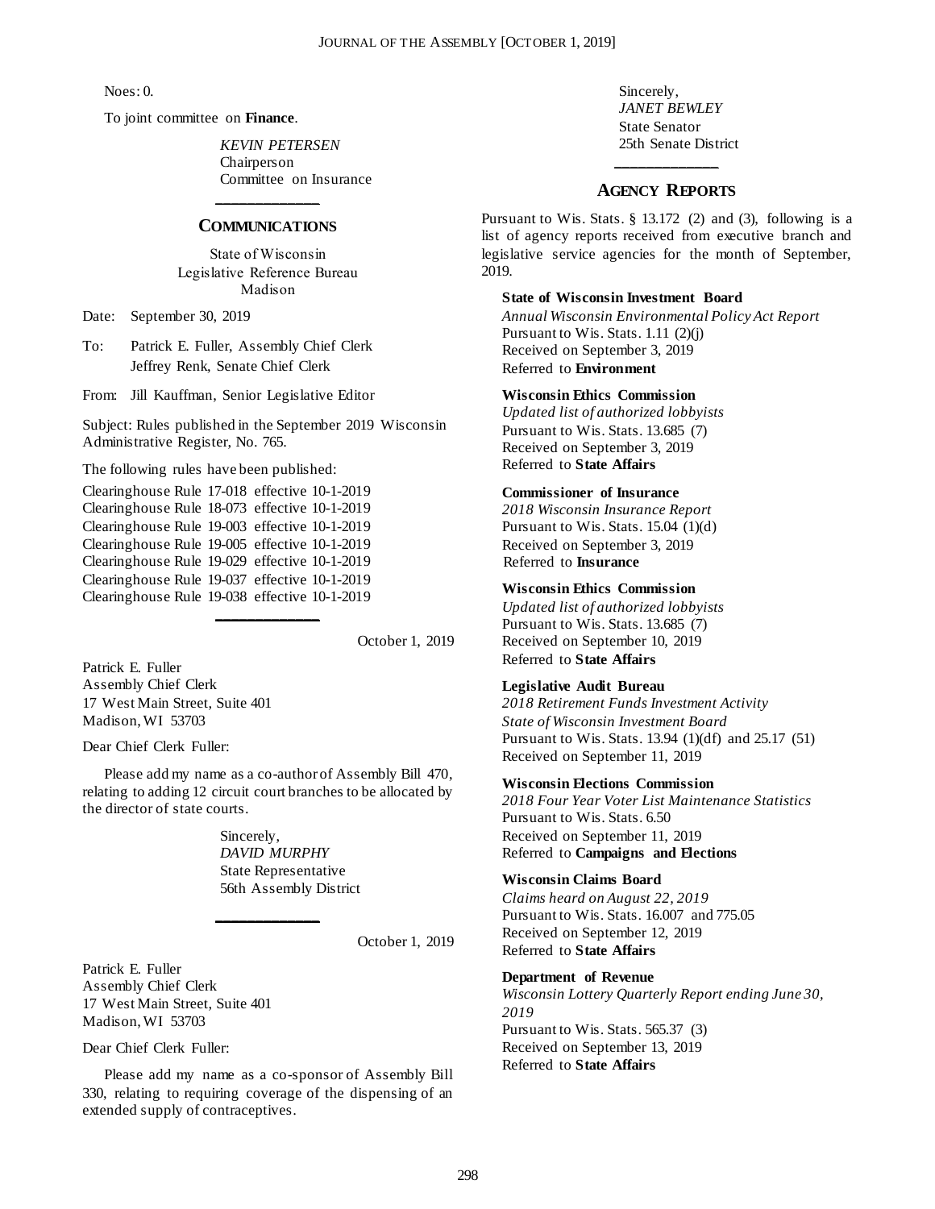Noes: 0.

To joint committee on **Finance**.

*KEVIN PETERSEN*
Chairperson
Committee on Insurance

## COMMUNICATIONS

State of Wisconsin
Legislative Reference Bureau
Madison

Date: September 30, 2019

To: Patrick E. Fuller, Assembly Chief Clerk
Jeffrey Renk, Senate Chief Clerk

From: Jill Kauffman, Senior Legislative Editor

Subject: Rules published in the September 2019 Wisconsin Administrative Register, No. 765.

The following rules have been published:

Clearinghouse Rule 17-018 effective 10-1-2019
Clearinghouse Rule 18-073 effective 10-1-2019
Clearinghouse Rule 19-003 effective 10-1-2019
Clearinghouse Rule 19-005 effective 10-1-2019
Clearinghouse Rule 19-029 effective 10-1-2019
Clearinghouse Rule 19-037 effective 10-1-2019
Clearinghouse Rule 19-038 effective 10-1-2019

October 1, 2019

Patrick E. Fuller
Assembly Chief Clerk
17 West Main Street, Suite 401
Madison, WI 53703

Dear Chief Clerk Fuller:

Please add my name as a co-author of Assembly Bill 470, relating to adding 12 circuit court branches to be allocated by the director of state courts.

Sincerely,
*DAVID MURPHY*
State Representative
56th Assembly District

October 1, 2019

Patrick E. Fuller
Assembly Chief Clerk
17 West Main Street, Suite 401
Madison, WI 53703

Dear Chief Clerk Fuller:

Please add my name as a co-sponsor of Assembly Bill 330, relating to requiring coverage of the dispensing of an extended supply of contraceptives.

Sincerely,
*JANET BEWLEY*
State Senator
25th Senate District

## AGENCY REPORTS

Pursuant to Wis. Stats. § 13.172 (2) and (3), following is a list of agency reports received from executive branch and legislative service agencies for the month of September, 2019.

**State of Wisconsin Investment Board**
*Annual Wisconsin Environmental Policy Act Report*
Pursuant to Wis. Stats. 1.11 (2)(j)
Received on September 3, 2019
Referred to **Environment**

**Wisconsin Ethics Commission**
*Updated list of authorized lobbyists*
Pursuant to Wis. Stats. 13.685 (7)
Received on September 3, 2019
Referred to **State Affairs**

**Commissioner of Insurance**
*2018 Wisconsin Insurance Report*
Pursuant to Wis. Stats. 15.04 (1)(d)
Received on September 3, 2019
Referred to **Insurance**

**Wisconsin Ethics Commission**
*Updated list of authorized lobbyists*
Pursuant to Wis. Stats. 13.685 (7)
Received on September 10, 2019
Referred to **State Affairs**

**Legislative Audit Bureau**
*2018 Retirement Funds Investment Activity*
*State of Wisconsin Investment Board*
Pursuant to Wis. Stats. 13.94 (1)(df) and 25.17 (51)
Received on September 11, 2019

**Wisconsin Elections Commission**
*2018 Four Year Voter List Maintenance Statistics*
Pursuant to Wis. Stats. 6.50
Received on September 11, 2019
Referred to **Campaigns and Elections**

**Wisconsin Claims Board**
*Claims heard on August 22, 2019*
Pursuant to Wis. Stats. 16.007 and 775.05
Received on September 12, 2019
Referred to **State Affairs**

**Department of Revenue**
*Wisconsin Lottery Quarterly Report ending June 30, 2019*
Pursuant to Wis. Stats. 565.37 (3)
Received on September 13, 2019
Referred to **State Affairs**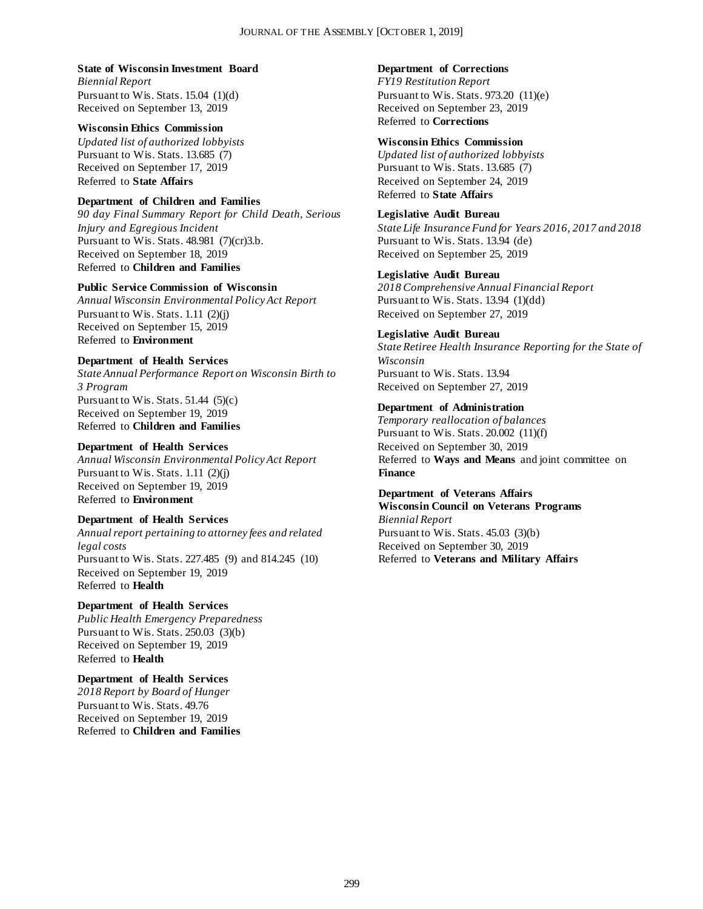**State of Wisconsin Investment Board**
*Biennial Report*
Pursuant to Wis. Stats. 15.04 (1)(d)
Received on September 13, 2019

**Wisconsin Ethics Commission**
*Updated list of authorized lobbyists*
Pursuant to Wis. Stats. 13.685 (7)
Received on September 17, 2019
Referred to **State Affairs**

**Department of Children and Families**
*90 day Final Summary Report for Child Death, Serious Injury and Egregious Incident*
Pursuant to Wis. Stats. 48.981 (7)(cr)3.b.
Received on September 18, 2019
Referred to **Children and Families**

**Public Service Commission of Wisconsin**
*Annual Wisconsin Environmental Policy Act Report*
Pursuant to Wis. Stats. 1.11 (2)(j)
Received on September 15, 2019
Referred to **Environment**

**Department of Health Services**
*State Annual Performance Report on Wisconsin Birth to 3 Program*
Pursuant to Wis. Stats. 51.44 (5)(c)
Received on September 19, 2019
Referred to **Children and Families**

**Department of Health Services**
*Annual Wisconsin Environmental Policy Act Report*
Pursuant to Wis. Stats. 1.11 (2)(j)
Received on September 19, 2019
Referred to **Environment**

**Department of Health Services**
*Annual report pertaining to attorney fees and related legal costs*
Pursuant to Wis. Stats. 227.485 (9) and 814.245 (10)
Received on September 19, 2019
Referred to **Health**

**Department of Health Services**
*Public Health Emergency Preparedness*
Pursuant to Wis. Stats. 250.03 (3)(b)
Received on September 19, 2019
Referred to **Health**

**Department of Health Services**
*2018 Report by Board of Hunger*
Pursuant to Wis. Stats. 49.76
Received on September 19, 2019
Referred to **Children and Families**

**Department of Corrections**
*FY19 Restitution Report*
Pursuant to Wis. Stats. 973.20 (11)(e)
Received on September 23, 2019
Referred to **Corrections**

**Wisconsin Ethics Commission**
*Updated list of authorized lobbyists*
Pursuant to Wis. Stats. 13.685 (7)
Received on September 24, 2019
Referred to **State Affairs**

**Legislative Audit Bureau**
*State Life Insurance Fund for Years 2016, 2017 and 2018*
Pursuant to Wis. Stats. 13.94 (de)
Received on September 25, 2019

**Legislative Audit Bureau**
*2018 Comprehensive Annual Financial Report*
Pursuant to Wis. Stats. 13.94 (1)(dd)
Received on September 27, 2019

**Legislative Audit Bureau**
*State Retiree Health Insurance Reporting for the State of Wisconsin*
Pursuant to Wis. Stats. 13.94
Received on September 27, 2019

**Department of Administration**
*Temporary reallocation of balances*
Pursuant to Wis. Stats. 20.002 (11)(f)
Received on September 30, 2019
Referred to **Ways and Means** and joint committee on **Finance**

**Department of Veterans Affairs**
**Wisconsin Council on Veterans Programs**
*Biennial Report*
Pursuant to Wis. Stats. 45.03 (3)(b)
Received on September 30, 2019
Referred to **Veterans and Military Affairs**